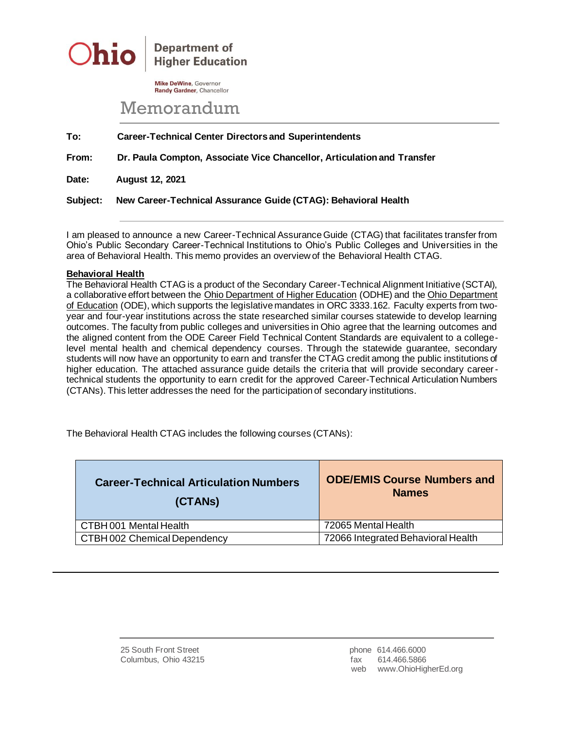**Ohio** | **Department of Higher Education**

**Mike DeWine**, Governor
**Randy Gardner**, Chancellor

# Memorandum

**To:** **Career-Technical Center Directors and Superintendents**

**From:** **Dr. Paula Compton, Associate Vice Chancellor, Articulation and Transfer**

**Date:** **August 12, 2021**

**Subject:** **New Career-Technical Assurance Guide (CTAG): Behavioral Health**

I am pleased to announce a new Career-Technical Assurance Guide (CTAG) that facilitates transfer from Ohio's Public Secondary Career-Technical Institutions to Ohio's Public Colleges and Universities in the area of Behavioral Health. This memo provides an overview of the Behavioral Health CTAG.

## Behavioral Health

The Behavioral Health CTAG is a product of the Secondary Career-Technical Alignment Initiative (SCTAI), a collaborative effort between the Ohio Department of Higher Education (ODHE) and the Ohio Department of Education (ODE), which supports the legislative mandates in ORC 3333.162. Faculty experts from two-year and four-year institutions across the state researched similar courses statewide to develop learning outcomes. The faculty from public colleges and universities in Ohio agree that the learning outcomes and the aligned content from the ODE Career Field Technical Content Standards are equivalent to a college-level mental health and chemical dependency courses. Through the statewide guarantee, secondary students will now have an opportunity to earn and transfer the CTAG credit among the public institutions of higher education. The attached assurance guide details the criteria that will provide secondary career-technical students the opportunity to earn credit for the approved Career-Technical Articulation Numbers (CTANs). This letter addresses the need for the participation of secondary institutions.

The Behavioral Health CTAG includes the following courses (CTANs):

| Career-Technical Articulation Numbers (CTANs) | ODE/EMIS Course Numbers and Names |
| --- | --- |
| CTBH 001 Mental Health | 72065 Mental Health |
| CTBH 002 Chemical Dependency | 72066 Integrated Behavioral Health |

25 South Front Street
Columbus, Ohio 43215

phone 614.466.6000
fax 614.466.5866
web www.OhioHigherEd.org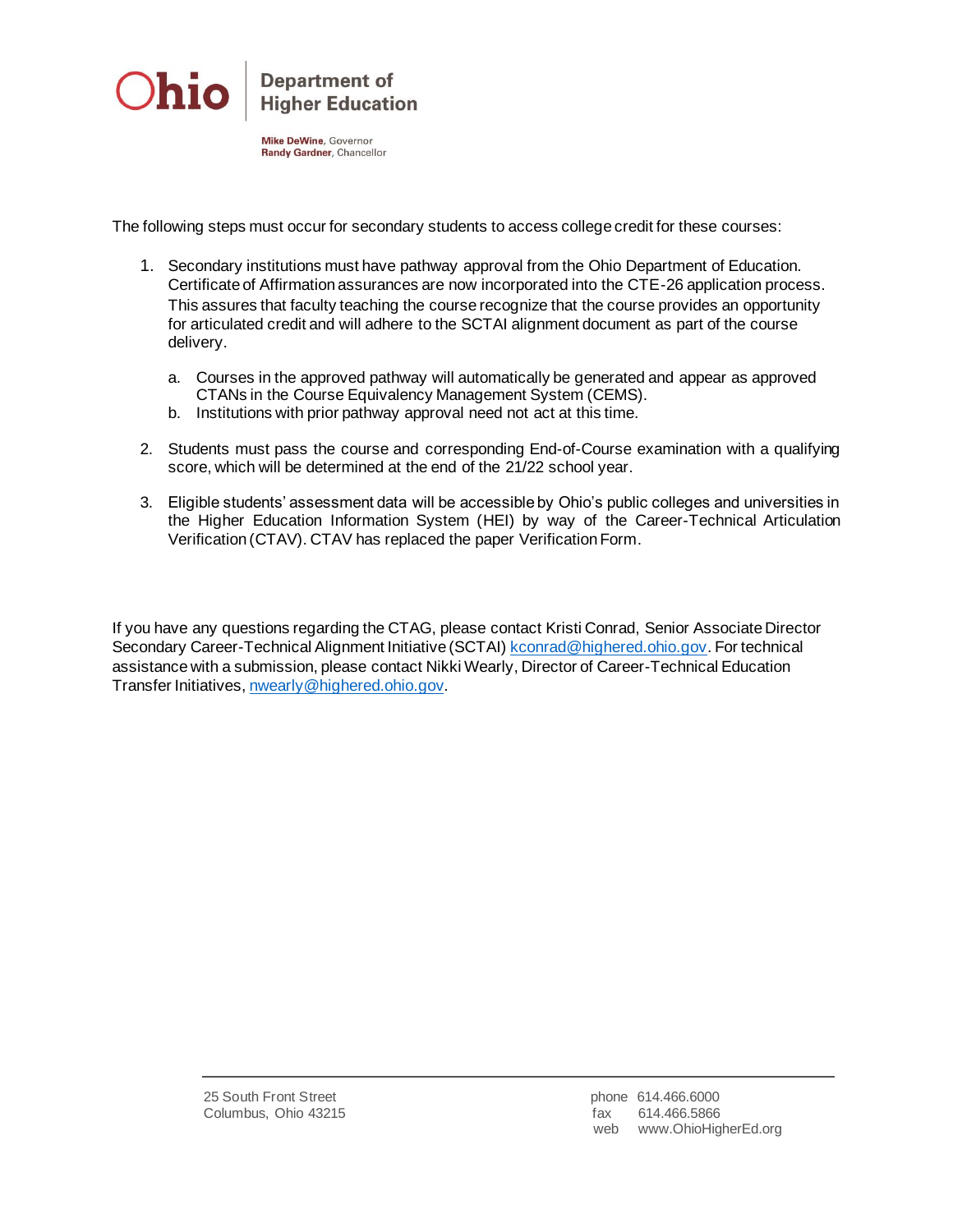The following steps must occur for secondary students to access college credit for these courses:

1. Secondary institutions must have pathway approval from the Ohio Department of Education. Certificate of Affirmation assurances are now incorporated into the CTE-26 application process. This assures that faculty teaching the course recognize that the course provides an opportunity for articulated credit and will adhere to the SCTAI alignment document as part of the course delivery.

   a. Courses in the approved pathway will automatically be generated and appear as approved CTANs in the Course Equivalency Management System (CEMS).
   b. Institutions with prior pathway approval need not act at this time.

2. Students must pass the course and corresponding End-of-Course examination with a qualifying score, which will be determined at the end of the 21/22 school year.

3. Eligible students' assessment data will be accessible by Ohio's public colleges and universities in the Higher Education Information System (HEI) by way of the Career-Technical Articulation Verification (CTAV). CTAV has replaced the paper Verification Form.

If you have any questions regarding the CTAG, please contact Kristi Conrad, Senior Associate Director Secondary Career-Technical Alignment Initiative (SCTAI) kconrad@highered.ohio.gov. For technical assistance with a submission, please contact Nikki Wearly, Director of Career-Technical Education Transfer Initiatives, nwearly@highered.ohio.gov.